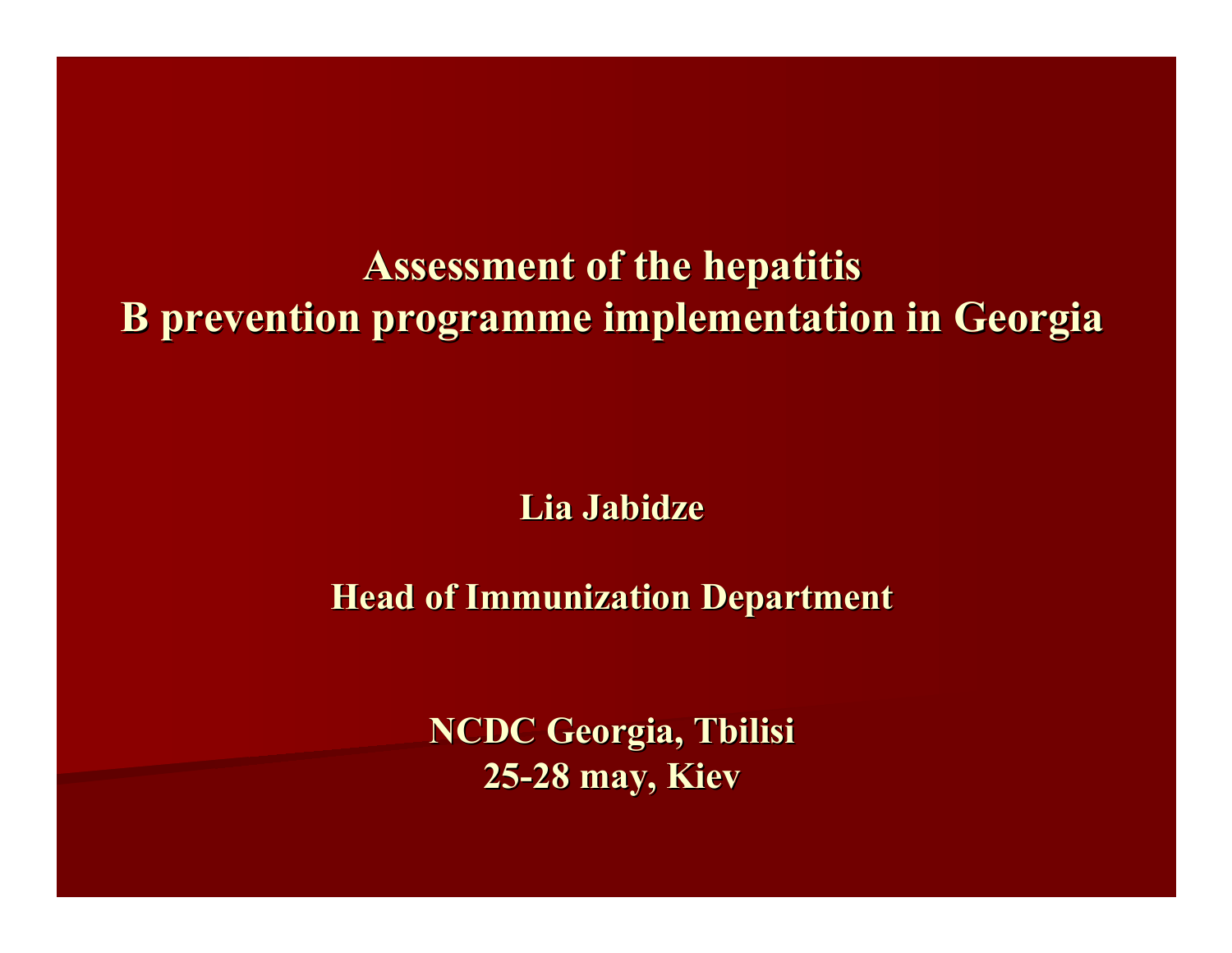# Assessment of the hepatitis B prevention programme implementation in Georgia

**Lia Jabidze**

**Head of Immunization Department**

**NCDC Georgia, Tbilisi**
**25-28 may, Kiev**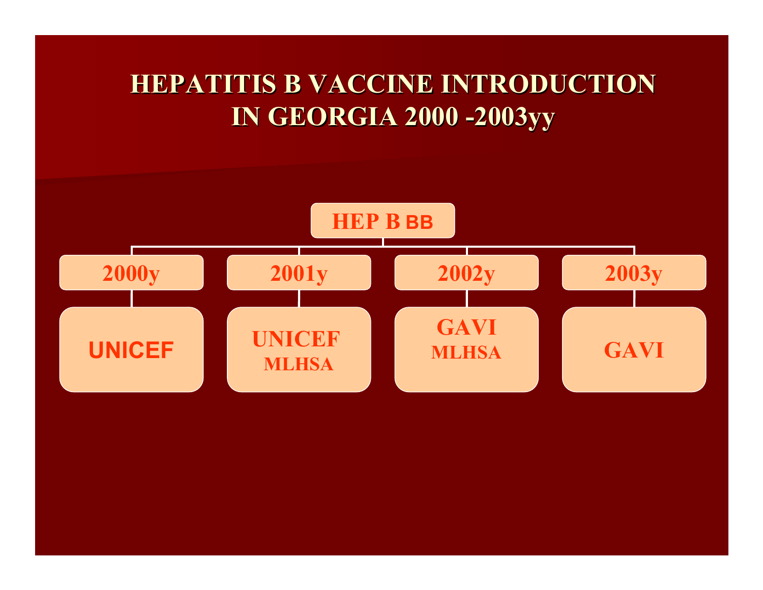# HEPATITIS B VACCINE INTRODUCTION IN GEORGIA 2000 -2003yy

**HEP B BB**

| 2000y | 2001y | 2002y | 2003y |
|---|---|---|---|
| UNICEF | UNICEF MLHSA | GAVI MLHSA | GAVI |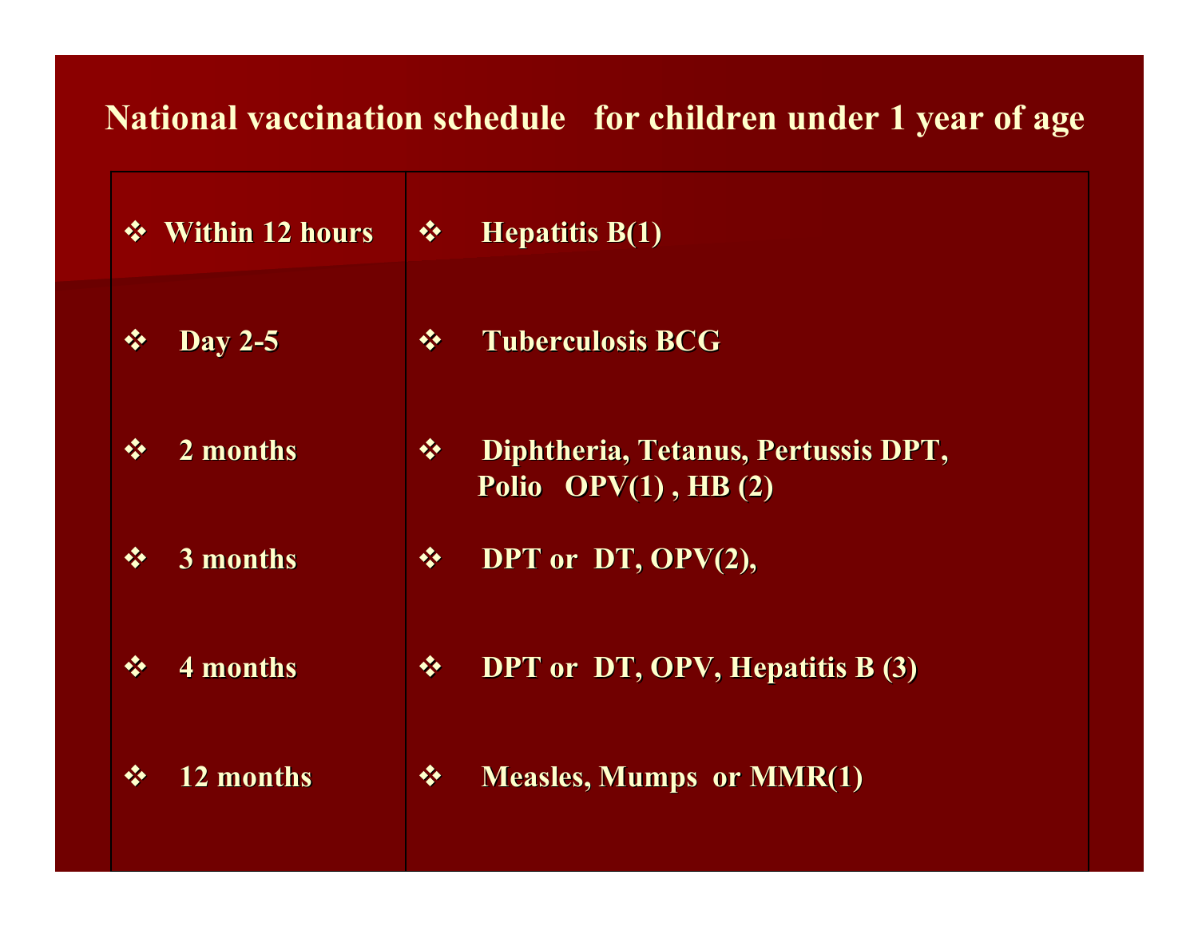# National vaccination schedule for children under 1 year of age

| Age | Vaccine |
| --- | --- |
| Within 12 hours | Hepatitis B(1) |
| Day 2-5 | Tuberculosis BCG |
| 2 months | Diphtheria, Tetanus, Pertussis DPT, Polio OPV(1) , HB (2) |
| 3 months | DPT or DT, OPV(2), |
| 4 months | DPT or DT, OPV, Hepatitis B (3) |
| 12 months | Measles, Mumps or MMR(1) |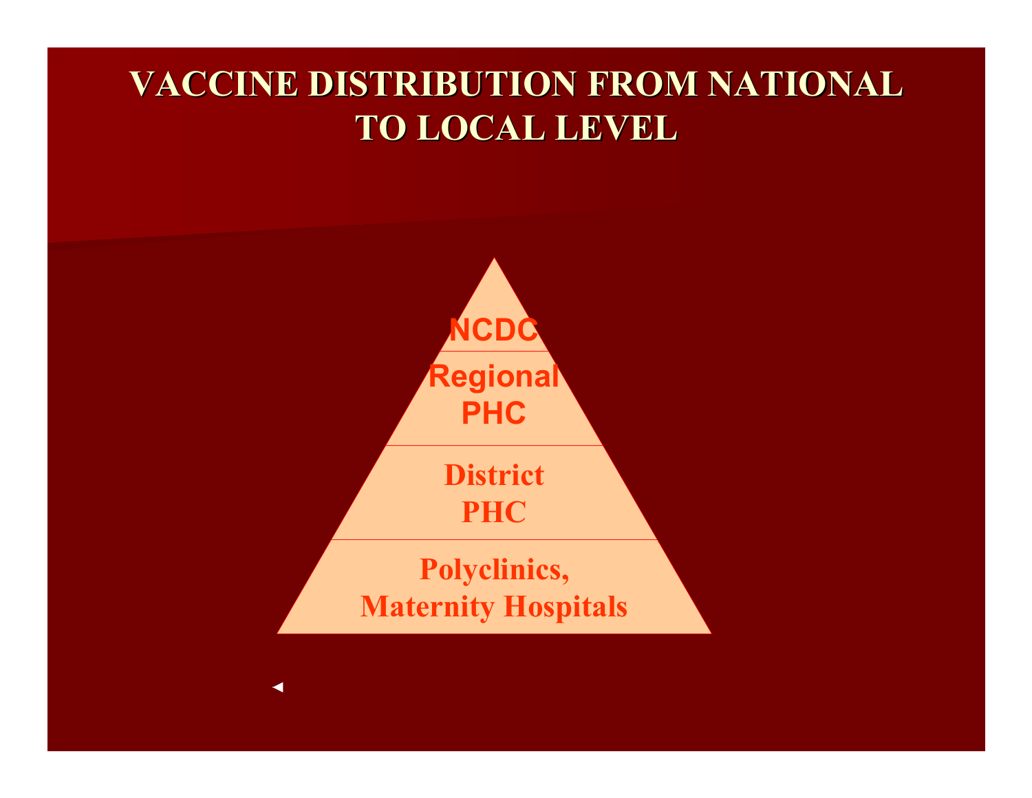# VACCINE DISTRIBUTION FROM NATIONAL TO LOCAL LEVEL

NCDC

Regional PHC

District PHC

Polyclinics, Maternity Hospitals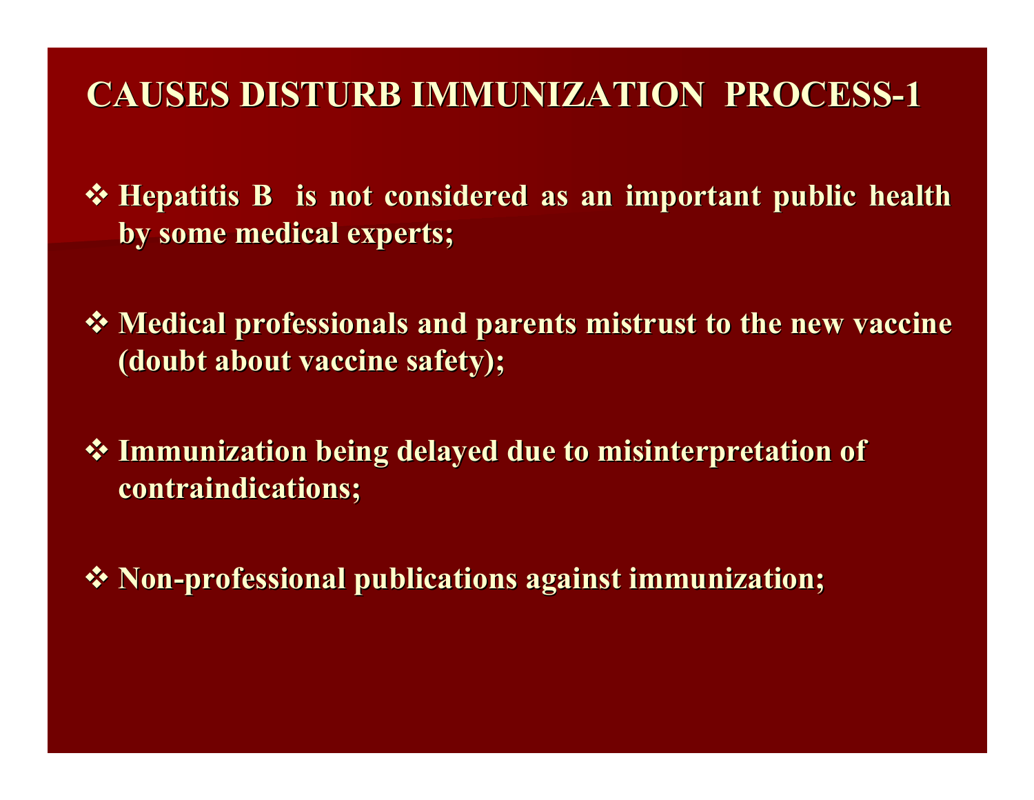# CAUSES DISTURB IMMUNIZATION PROCESS-1

- **Hepatitis B is not considered as an important public health by some medical experts;**
- **Medical professionals and parents mistrust to the new vaccine (doubt about vaccine safety);**
- **Immunization being delayed due to misinterpretation of contraindications;**
- **Non-professional publications against immunization;**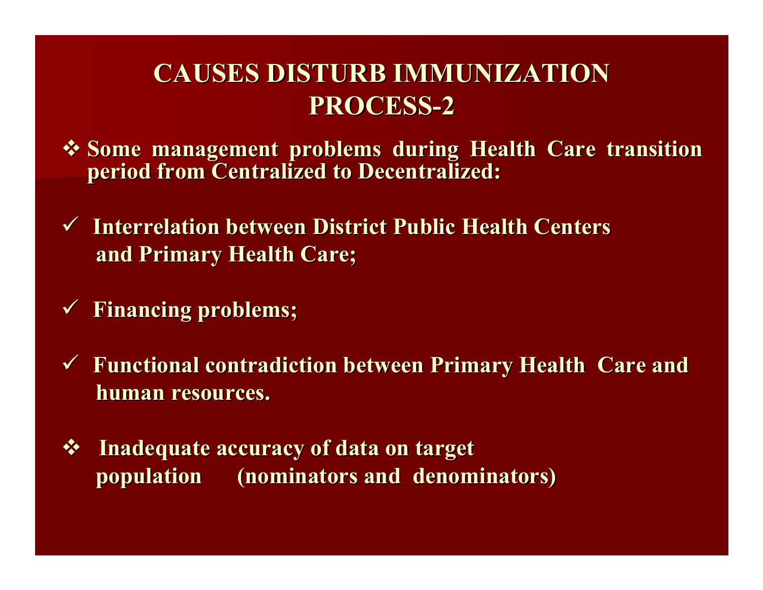# CAUSES DISTURB IMMUNIZATION PROCESS-2

- **Some management problems during Health Care transition period from Centralized to Decentralized:**

  - ✓ **Interrelation between District Public Health Centers and Primary Health Care;**
  - ✓ **Financing problems;**
  - ✓ **Functional contradiction between Primary Health Care and human resources.**

- **Inadequate accuracy of data on target population (nominators and denominators)**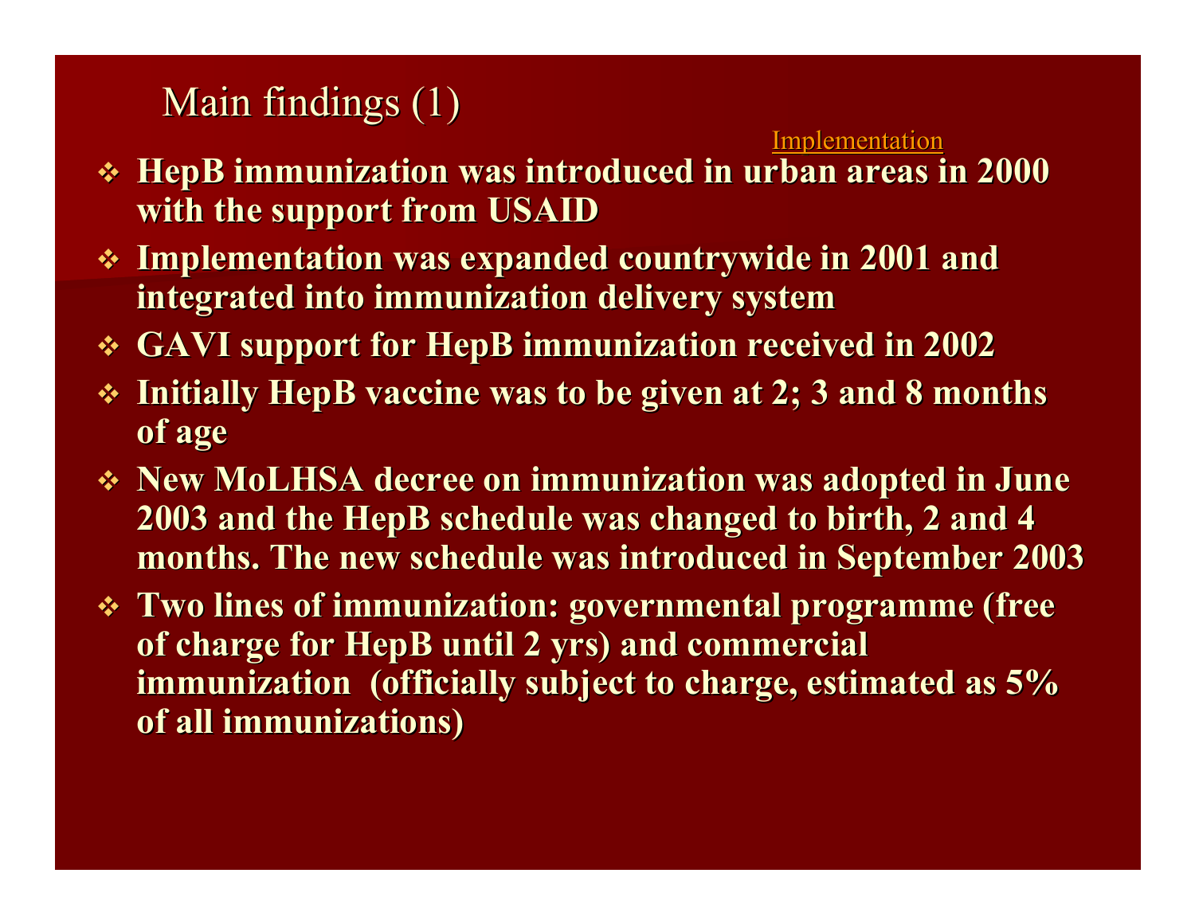# Main findings (1)

Implementation

- **HepB immunization was introduced in urban areas in 2000 with the support from USAID**
- **Implementation was expanded countrywide in 2001 and integrated into immunization delivery system**
- **GAVI support for HepB immunization received in 2002**
- **Initially HepB vaccine was to be given at 2; 3 and 8 months of age**
- **New MoLHSA decree on immunization was adopted in June 2003 and the HepB schedule was changed to birth, 2 and 4 months. The new schedule was introduced in September 2003**
- **Two lines of immunization: governmental programme (free of charge for HepB until 2 yrs) and commercial immunization (officially subject to charge, estimated as 5% of all immunizations)**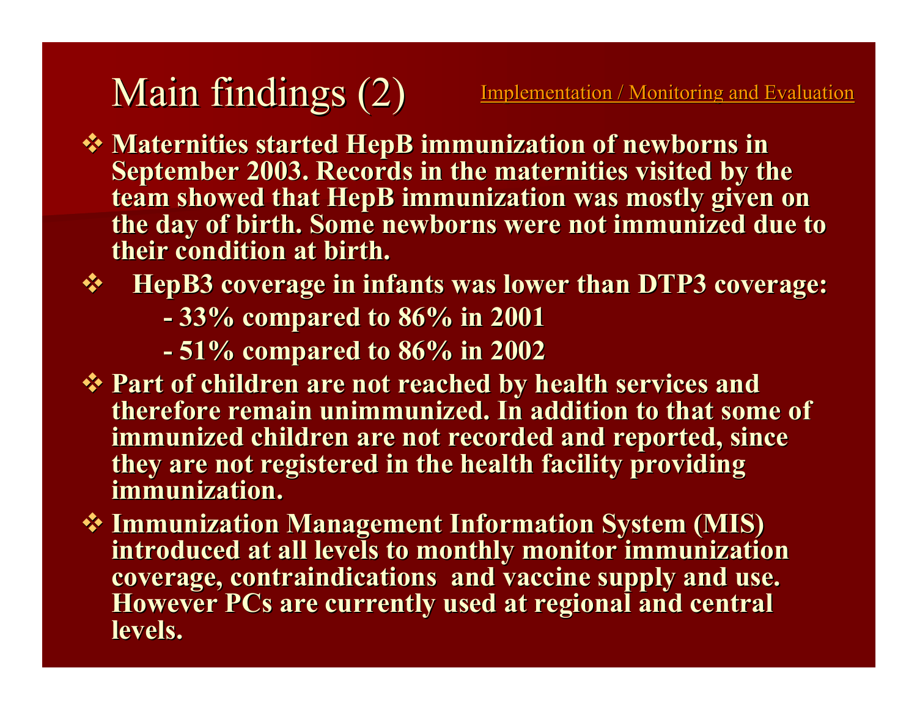# Main findings (2)

Implementation / Monitoring and Evaluation

- **Maternities started HepB immunization of newborns in September 2003. Records in the maternities visited by the team showed that HepB immunization was mostly given on the day of birth. Some newborns were not immunized due to their condition at birth.**
- **HepB3 coverage in infants was lower than DTP3 coverage:**
  - **33% compared to 86% in 2001**
  - **51% compared to 86% in 2002**
- **Part of children are not reached by health services and therefore remain unimmunized. In addition to that some of immunized children are not recorded and reported, since they are not registered in the health facility providing immunization.**
- **Immunization Management Information System (MIS) introduced at all levels to monthly monitor immunization coverage, contraindications and vaccine supply and use. However PCs are currently used at regional and central levels.**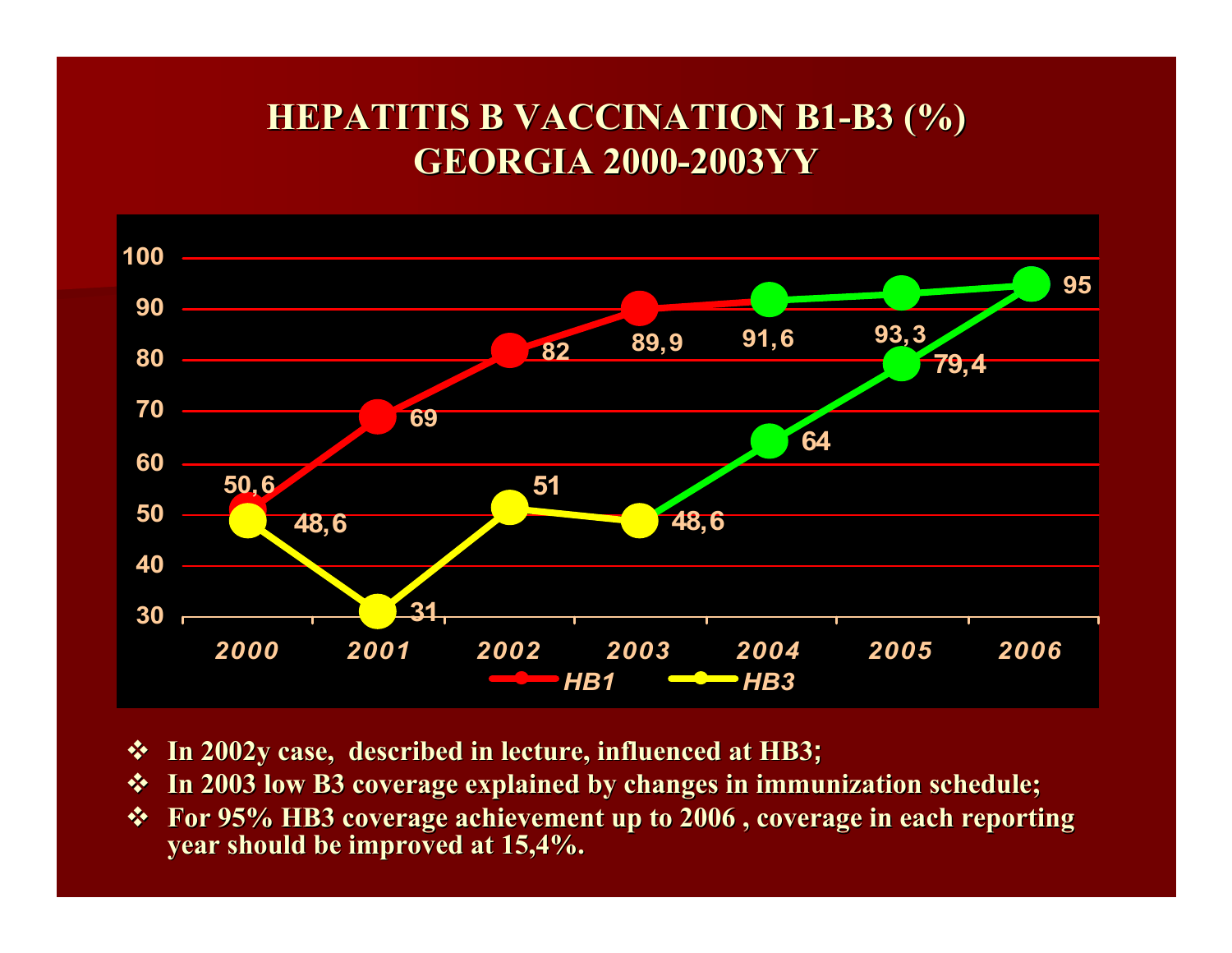# HEPATITIS B VACCINATION B1-B3 (%) GEORGIA 2000-2003YY

| Year | HB1 | HB3 |
|---|---|---|
| 2000 | 50,6 | 48,6 |
| 2001 | 69 | 31 |
| 2002 | 82 | 51 |
| 2003 | 89,9 | 48,6 |
| 2004 | 91,6 | 64 |
| 2005 | 93,3 | 79,4 |
| 2006 | 95 | 95 |

- In 2002y case, described in lecture, influenced at HB3;
- In 2003 low B3 coverage explained by changes in immunization schedule;
- For 95% HB3 coverage achievement up to 2006 , coverage in each reporting year should be improved at 15,4%.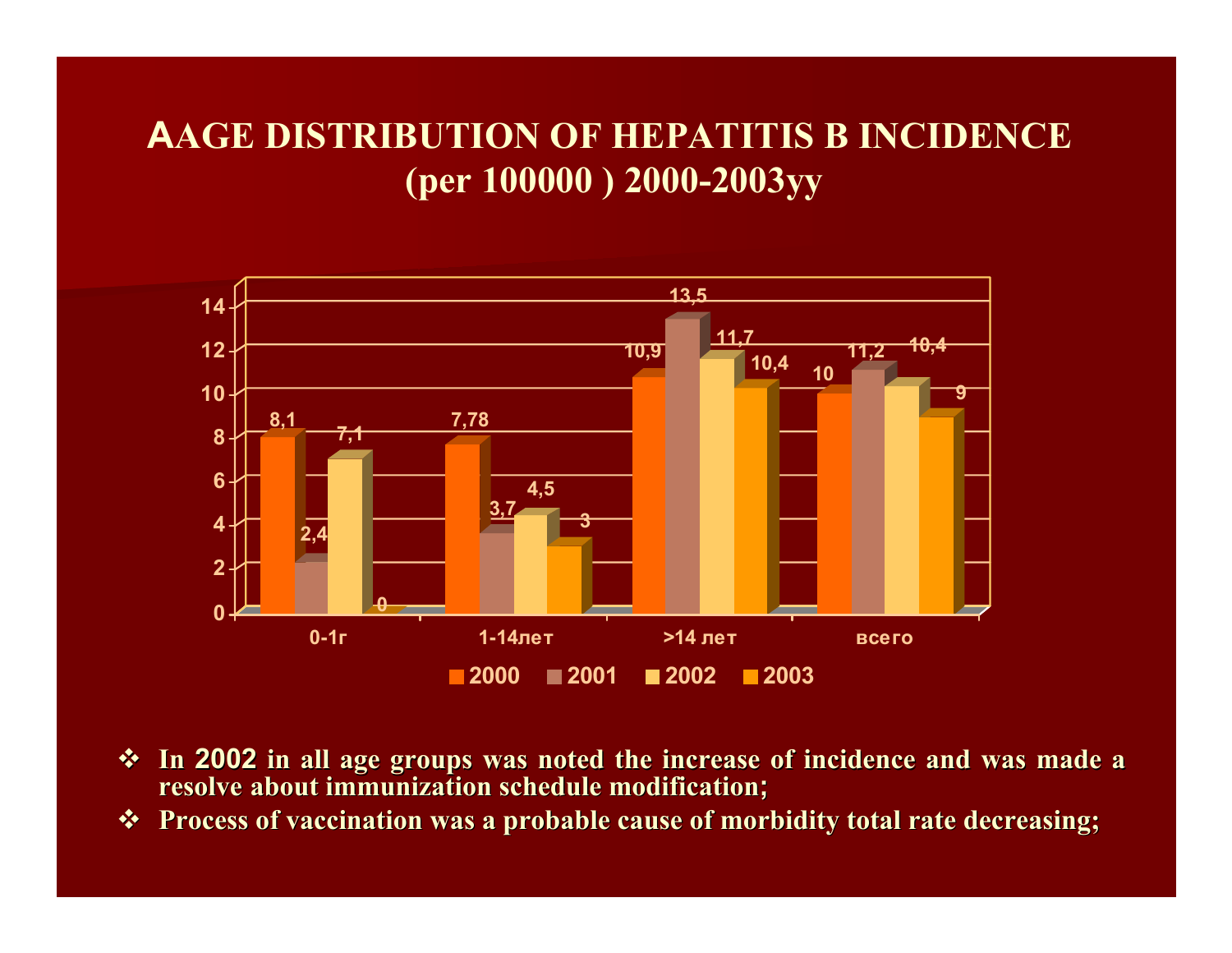# AAGE DISTRIBUTION OF HEPATITIS B INCIDENCE (per 100000 ) 2000-2003yy

| | 0-1г | 1-14лет | >14 лет | всего |
|---|---|---|---|---|
| 2000 | 8,1 | 7,78 | 10,9 | 10 |
| 2001 | 2,4 | 3,7 | 13,5 | 11,2 |
| 2002 | 7,1 | 4,5 | 11,7 | 10,4 |
| 2003 | 0 | 3 | 10,4 | 9 |

- In 2002 in all age groups was noted the increase of incidence and was made a resolve about immunization schedule modification;
- Process of vaccination was a probable cause of morbidity total rate decreasing;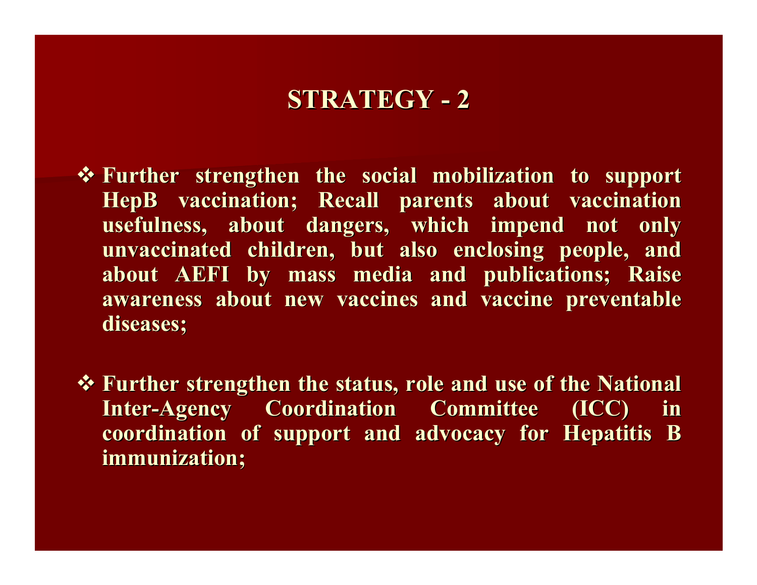# STRATEGY - 2

- Further strengthen the social mobilization to support HepB vaccination; Recall parents about vaccination usefulness, about dangers, which impend not only unvaccinated children, but also enclosing people, and about AEFI by mass media and publications; Raise awareness about new vaccines and vaccine preventable diseases;

- Further strengthen the status, role and use of the National Inter-Agency Coordination Committee (ICC) in coordination of support and advocacy for Hepatitis B immunization;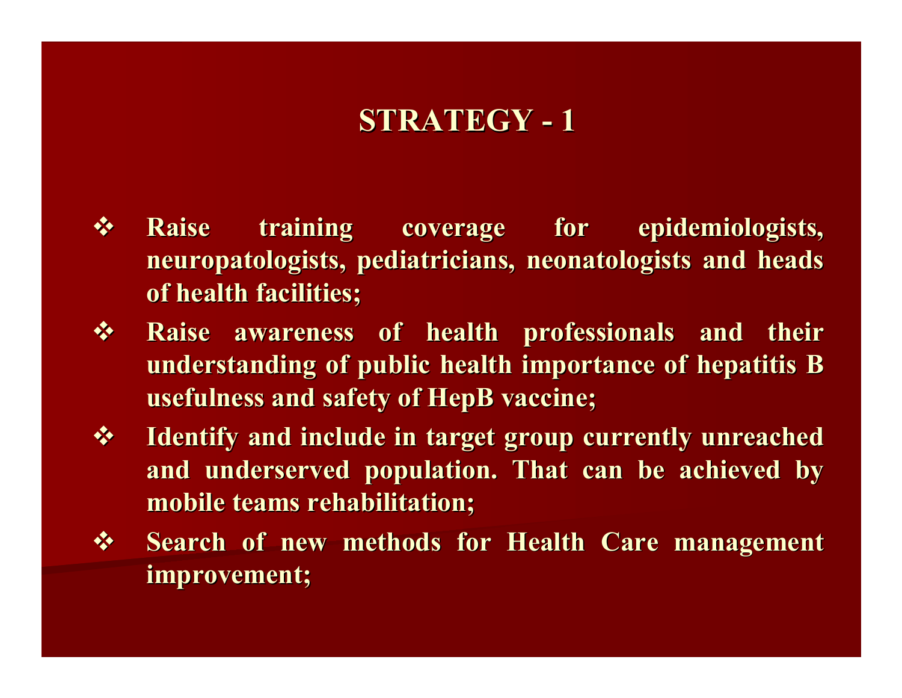# STRATEGY - 1

- Raise training coverage for epidemiologists, neuropatologists, pediatricians, neonatologists and heads of health facilities;
- Raise awareness of health professionals and their understanding of public health importance of hepatitis B usefulness and safety of HepB vaccine;
- Identify and include in target group currently unreached and underserved population. That can be achieved by mobile teams rehabilitation;
- Search of new methods for Health Care management improvement;